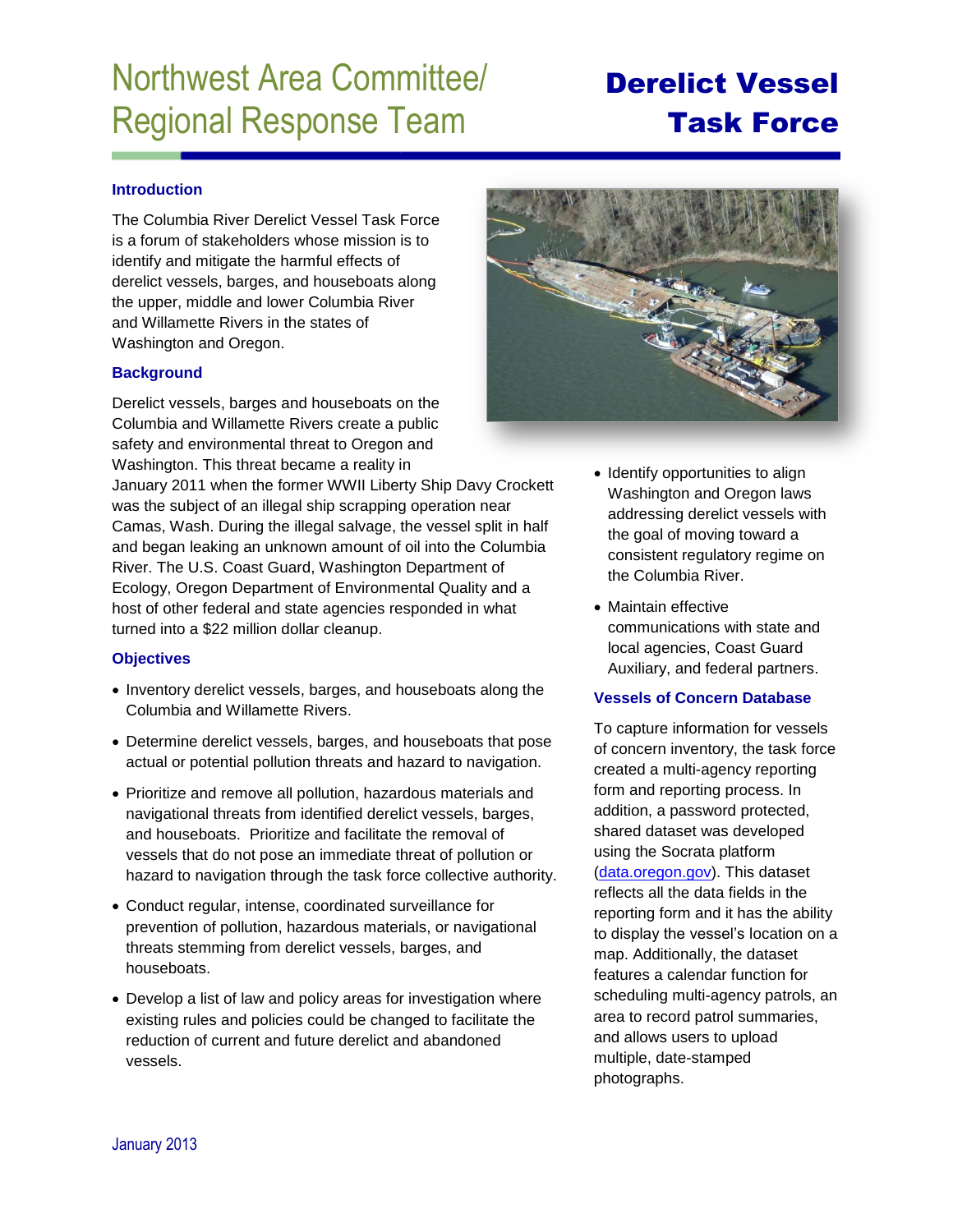# Northwest Area Committee/ Regional Response Team

# Derelict Vessel Task Force

## Introduction

The Columbia River Derelict Vessel Task Force is a forum of stakeholders whose mission is to identify and mitigate the harmful effects of derelict vessels, barges, and houseboats along the upper, middle and lower Columbia River and Willamette Rivers in the states of Washington and Oregon.

## Background

Derelict vessels, barges and houseboats on the Columbia and Willamette Rivers create a public safety and environmental threat to Oregon and Washington. This threat became a reality in January 2011 when the former WWII Liberty Ship Davy Crockett was the subject of an illegal ship scrapping operation near Camas, Wash. During the illegal salvage, the vessel split in half and began leaking an unknown amount of oil into the Columbia River. The U.S. Coast Guard, Washington Department of Ecology, Oregon Department of Environmental Quality and a host of other federal and state agencies responded in what turned into a $22 million dollar cleanup.

## Objectives

- Inventory derelict vessels, barges, and houseboats along the Columbia and Willamette Rivers.
- Determine derelict vessels, barges, and houseboats that pose actual or potential pollution threats and hazard to navigation.
- Prioritize and remove all pollution, hazardous materials and navigational threats from identified derelict vessels, barges, and houseboats. Prioritize and facilitate the removal of vessels that do not pose an immediate threat of pollution or hazard to navigation through the task force collective authority.
- Conduct regular, intense, coordinated surveillance for prevention of pollution, hazardous materials, or navigational threats stemming from derelict vessels, barges, and houseboats.
- Develop a list of law and policy areas for investigation where existing rules and policies could be changed to facilitate the reduction of current and future derelict and abandoned vessels.
- Identify opportunities to align Washington and Oregon laws addressing derelict vessels with the goal of moving toward a consistent regulatory regime on the Columbia River.
- Maintain effective communications with state and local agencies, Coast Guard Auxiliary, and federal partners.

## Vessels of Concern Database

To capture information for vessels of concern inventory, the task force created a multi-agency reporting form and reporting process. In addition, a password protected, shared dataset was developed using the Socrata platform (data.oregon.gov). This dataset reflects all the data fields in the reporting form and it has the ability to display the vessel's location on a map. Additionally, the dataset features a calendar function for scheduling multi-agency patrols, an area to record patrol summaries, and allows users to upload multiple, date-stamped photographs.

January 2013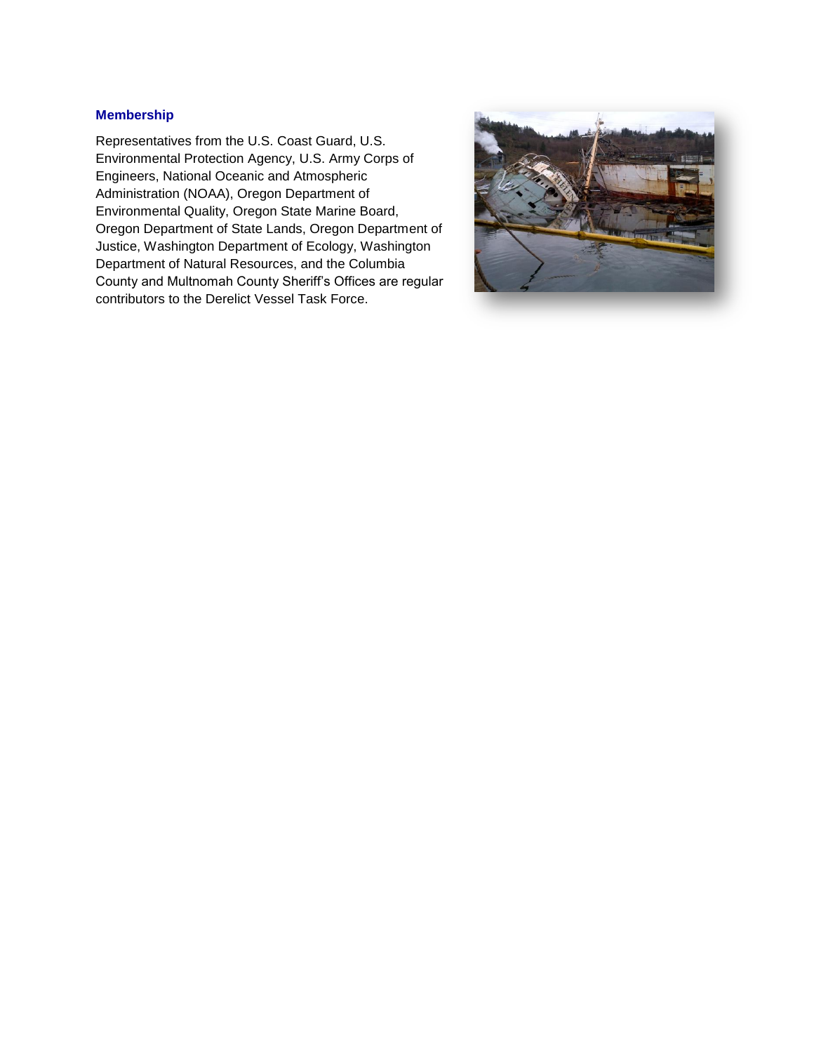### Membership

Representatives from the U.S. Coast Guard, U.S. Environmental Protection Agency, U.S. Army Corps of Engineers, National Oceanic and Atmospheric Administration (NOAA), Oregon Department of Environmental Quality, Oregon State Marine Board, Oregon Department of State Lands, Oregon Department of Justice, Washington Department of Ecology, Washington Department of Natural Resources, and the Columbia County and Multnomah County Sheriff's Offices are regular contributors to the Derelict Vessel Task Force.